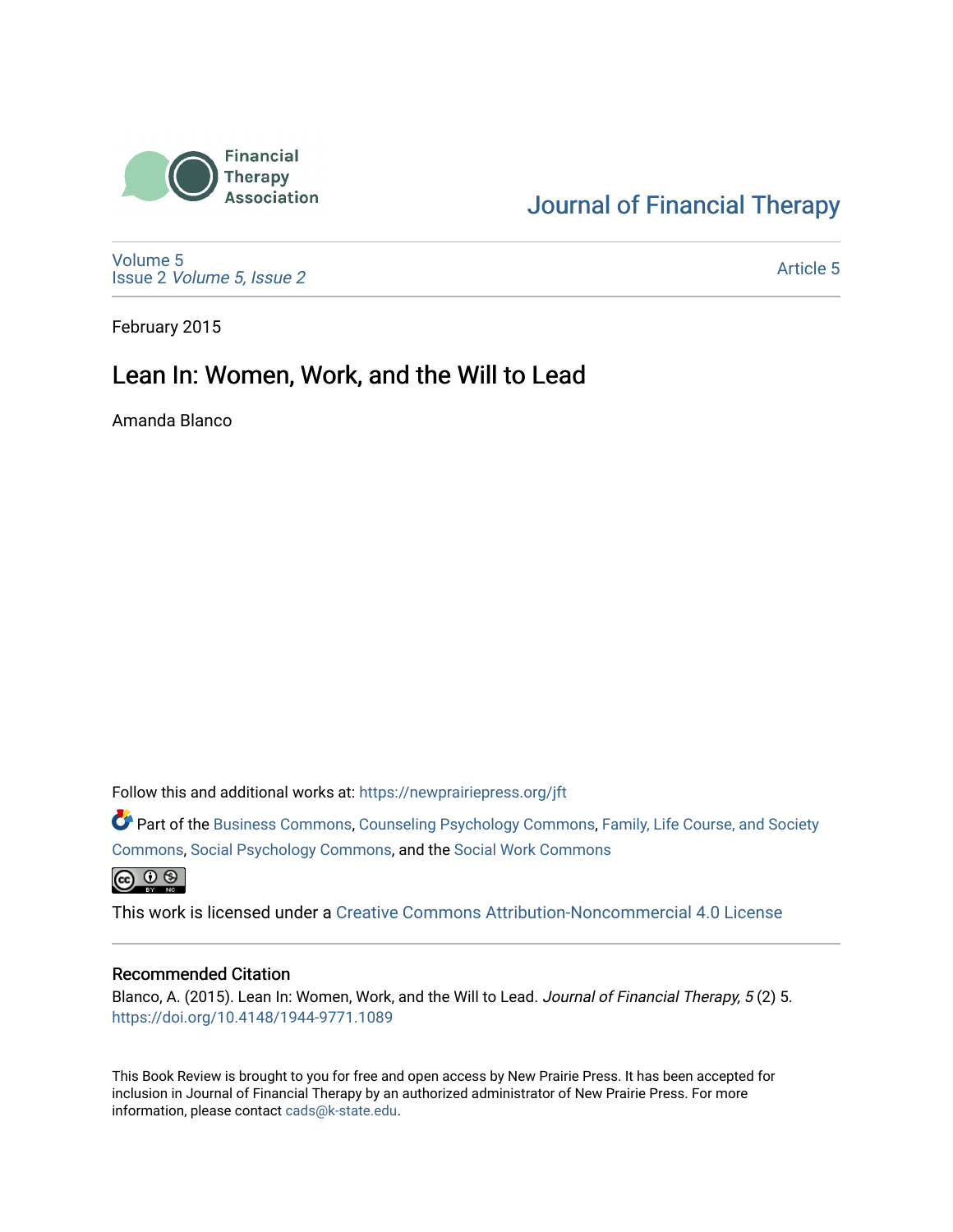Financial Therapy Association

Journal of Financial Therapy

Volume 5
Issue 2 *Volume 5, Issue 2*

Article 5

February 2015

# Lean In: Women, Work, and the Will to Lead

Amanda Blanco

Follow this and additional works at: https://newprairiepress.org/jft

Part of the Business Commons, Counseling Psychology Commons, Family, Life Course, and Society Commons, Social Psychology Commons, and the Social Work Commons

This work is licensed under a Creative Commons Attribution-Noncommercial 4.0 License

## Recommended Citation

Blanco, A. (2015). Lean In: Women, Work, and the Will to Lead. *Journal of Financial Therapy, 5* (2) 5. https://doi.org/10.4148/1944-9771.1089

This Book Review is brought to you for free and open access by New Prairie Press. It has been accepted for inclusion in Journal of Financial Therapy by an authorized administrator of New Prairie Press. For more information, please contact cads@k-state.edu.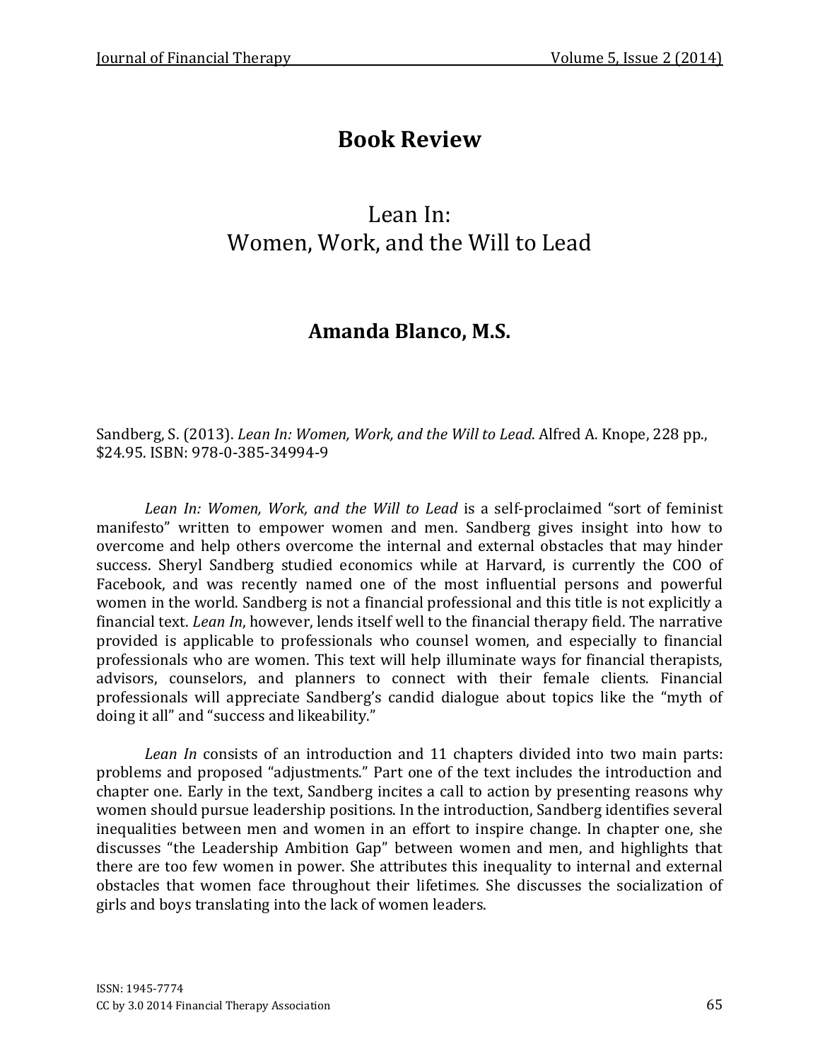# Book Review

## Lean In:
## Women, Work, and the Will to Lead

### Amanda Blanco, M.S.

Sandberg, S. (2013). *Lean In: Women, Work, and the Will to Lead*. Alfred A. Knope, 228 pp., $24.95. ISBN: 978-0-385-34994-9

*Lean In: Women, Work, and the Will to Lead* is a self-proclaimed "sort of feminist manifesto" written to empower women and men. Sandberg gives insight into how to overcome and help others overcome the internal and external obstacles that may hinder success. Sheryl Sandberg studied economics while at Harvard, is currently the COO of Facebook, and was recently named one of the most influential persons and powerful women in the world. Sandberg is not a financial professional and this title is not explicitly a financial text. *Lean In*, however, lends itself well to the financial therapy field. The narrative provided is applicable to professionals who counsel women, and especially to financial professionals who are women. This text will help illuminate ways for financial therapists, advisors, counselors, and planners to connect with their female clients. Financial professionals will appreciate Sandberg's candid dialogue about topics like the "myth of doing it all" and "success and likeability."

*Lean In* consists of an introduction and 11 chapters divided into two main parts: problems and proposed "adjustments." Part one of the text includes the introduction and chapter one. Early in the text, Sandberg incites a call to action by presenting reasons why women should pursue leadership positions. In the introduction, Sandberg identifies several inequalities between men and women in an effort to inspire change. In chapter one, she discusses "the Leadership Ambition Gap" between women and men, and highlights that there are too few women in power. She attributes this inequality to internal and external obstacles that women face throughout their lifetimes. She discusses the socialization of girls and boys translating into the lack of women leaders.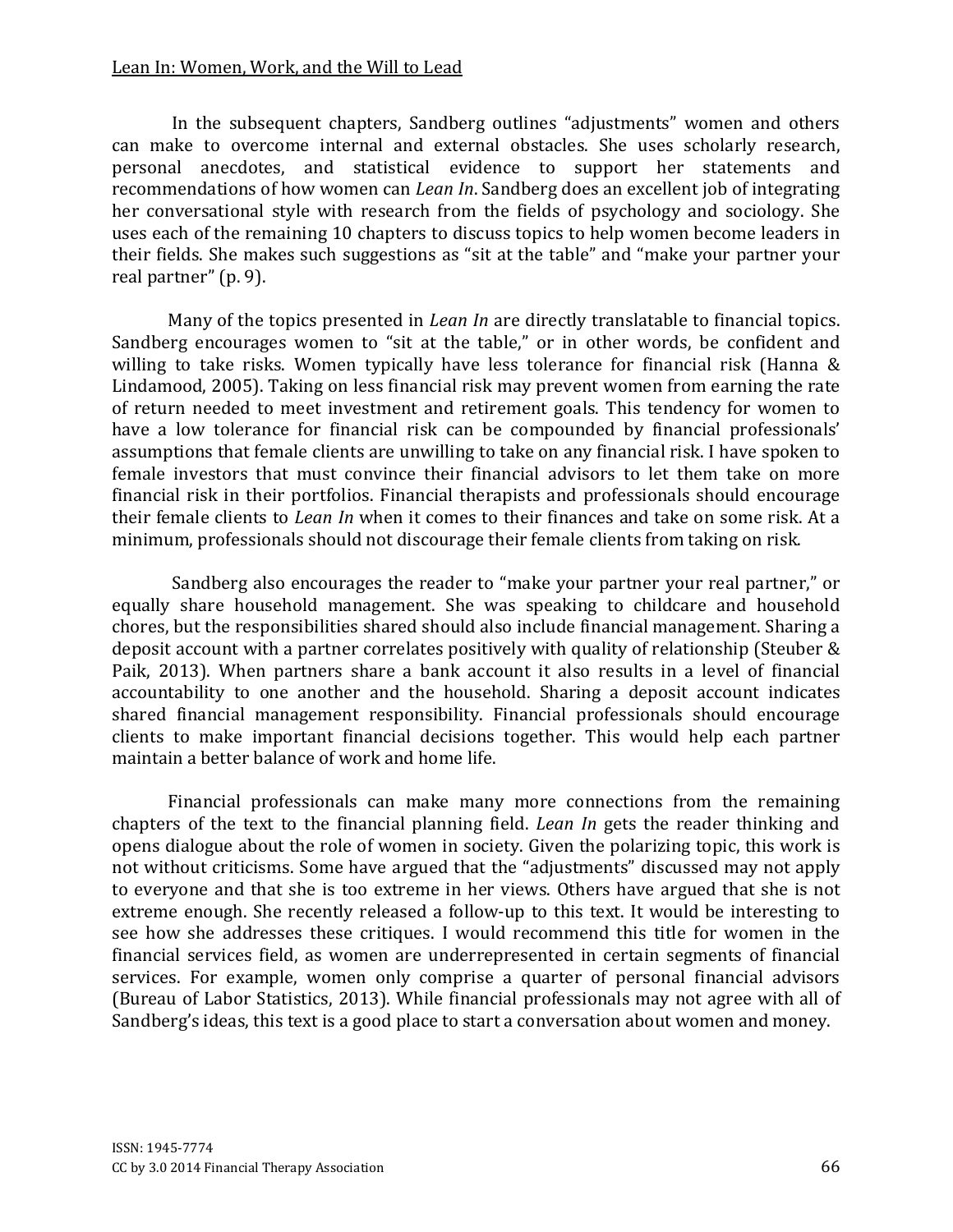In the subsequent chapters, Sandberg outlines "adjustments" women and others can make to overcome internal and external obstacles. She uses scholarly research, personal anecdotes, and statistical evidence to support her statements and recommendations of how women can *Lean In*. Sandberg does an excellent job of integrating her conversational style with research from the fields of psychology and sociology. She uses each of the remaining 10 chapters to discuss topics to help women become leaders in their fields. She makes such suggestions as "sit at the table" and "make your partner your real partner" (p. 9).

Many of the topics presented in *Lean In* are directly translatable to financial topics. Sandberg encourages women to "sit at the table," or in other words, be confident and willing to take risks. Women typically have less tolerance for financial risk (Hanna & Lindamood, 2005). Taking on less financial risk may prevent women from earning the rate of return needed to meet investment and retirement goals. This tendency for women to have a low tolerance for financial risk can be compounded by financial professionals' assumptions that female clients are unwilling to take on any financial risk. I have spoken to female investors that must convince their financial advisors to let them take on more financial risk in their portfolios. Financial therapists and professionals should encourage their female clients to *Lean In* when it comes to their finances and take on some risk. At a minimum, professionals should not discourage their female clients from taking on risk.

Sandberg also encourages the reader to "make your partner your real partner," or equally share household management. She was speaking to childcare and household chores, but the responsibilities shared should also include financial management. Sharing a deposit account with a partner correlates positively with quality of relationship (Steuber & Paik, 2013). When partners share a bank account it also results in a level of financial accountability to one another and the household. Sharing a deposit account indicates shared financial management responsibility. Financial professionals should encourage clients to make important financial decisions together. This would help each partner maintain a better balance of work and home life.

Financial professionals can make many more connections from the remaining chapters of the text to the financial planning field. *Lean In* gets the reader thinking and opens dialogue about the role of women in society. Given the polarizing topic, this work is not without criticisms. Some have argued that the "adjustments" discussed may not apply to everyone and that she is too extreme in her views. Others have argued that she is not extreme enough. She recently released a follow-up to this text. It would be interesting to see how she addresses these critiques. I would recommend this title for women in the financial services field, as women are underrepresented in certain segments of financial services. For example, women only comprise a quarter of personal financial advisors (Bureau of Labor Statistics, 2013). While financial professionals may not agree with all of Sandberg's ideas, this text is a good place to start a conversation about women and money.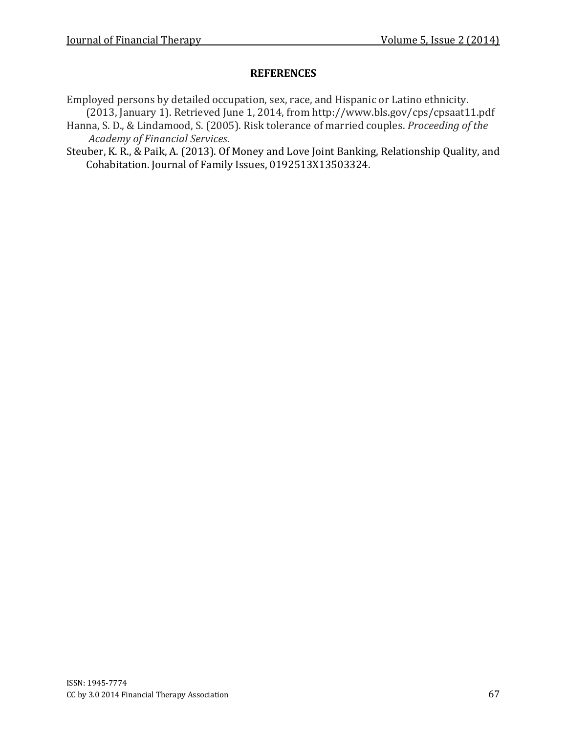## REFERENCES

Employed persons by detailed occupation, sex, race, and Hispanic or Latino ethnicity. (2013, January 1). Retrieved June 1, 2014, from http://www.bls.gov/cps/cpsaat11.pdf

Hanna, S. D., & Lindamood, S. (2005). Risk tolerance of married couples. *Proceeding of the Academy of Financial Services*.

Steuber, K. R., & Paik, A. (2013). Of Money and Love Joint Banking, Relationship Quality, and Cohabitation. Journal of Family Issues, 0192513X13503324.